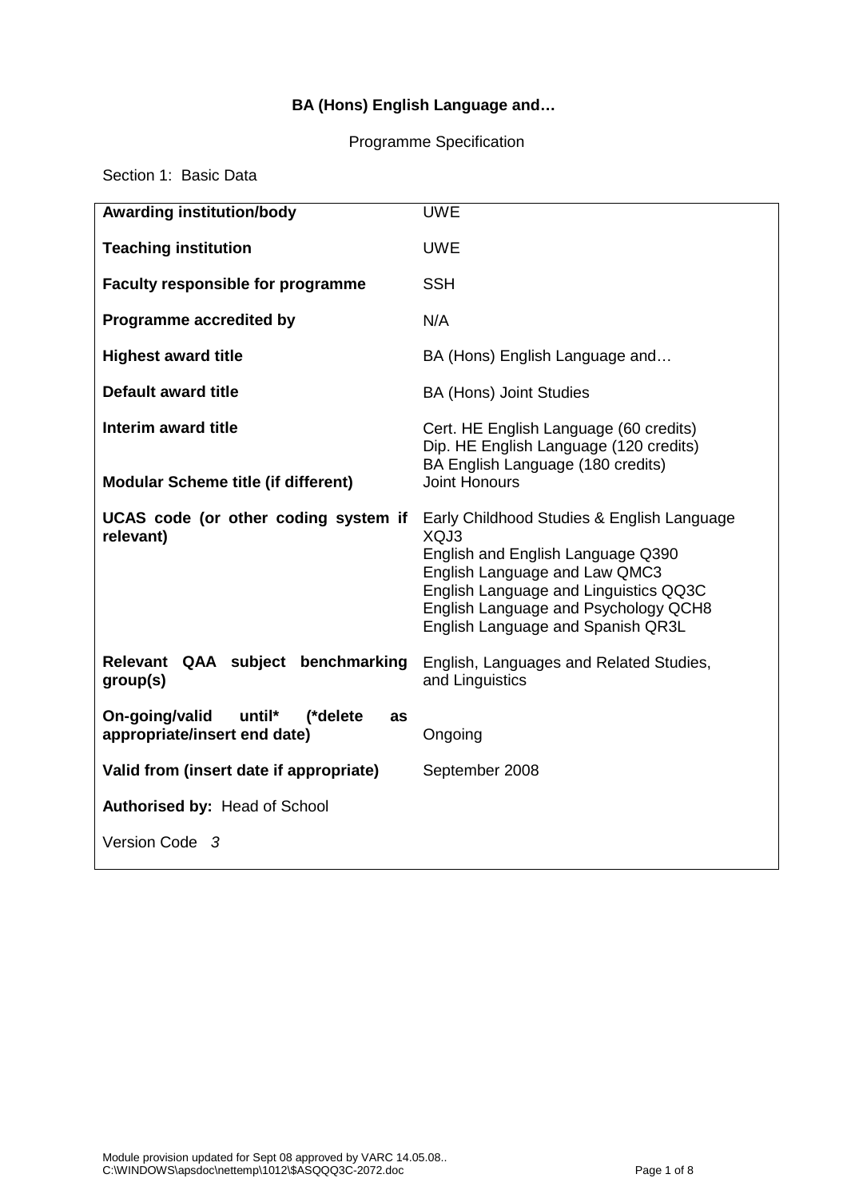**BA (Hons) English Language and…**

Programme Specification

Section 1: Basic Data

| | |
|---|---|
| **Awarding institution/body** | UWE |
| **Teaching institution** | UWE |
| **Faculty responsible for programme** | SSH |
| **Programme accredited by** | N/A |
| **Highest award title** | BA (Hons) English Language and… |
| **Default award title** | BA (Hons) Joint Studies |
| **Interim award title** | Cert. HE English Language (60 credits)<br>Dip. HE English Language (120 credits)<br>BA English Language (180 credits) |
| **Modular Scheme title (if different)** | Joint Honours |
| **UCAS code (or other coding system if relevant)** | Early Childhood Studies & English Language XQJ3<br>English and English Language Q390<br>English Language and Law QMC3<br>English Language and Linguistics QQ3C<br>English Language and Psychology QCH8<br>English Language and Spanish QR3L |
| **Relevant QAA subject benchmarking group(s)** | English, Languages and Related Studies, and Linguistics |
| **On-going/valid until* (*delete as appropriate/insert end date)** | Ongoing |
| **Valid from (insert date if appropriate)** | September 2008 |
| **Authorised by:** Head of School | |
| Version Code *3* | |

Module provision updated for Sept 08 approved by VARC 14.05.08..
C:\WINDOWS\apsdoc\nettemp\1012\$ASQQQ3C-2072.doc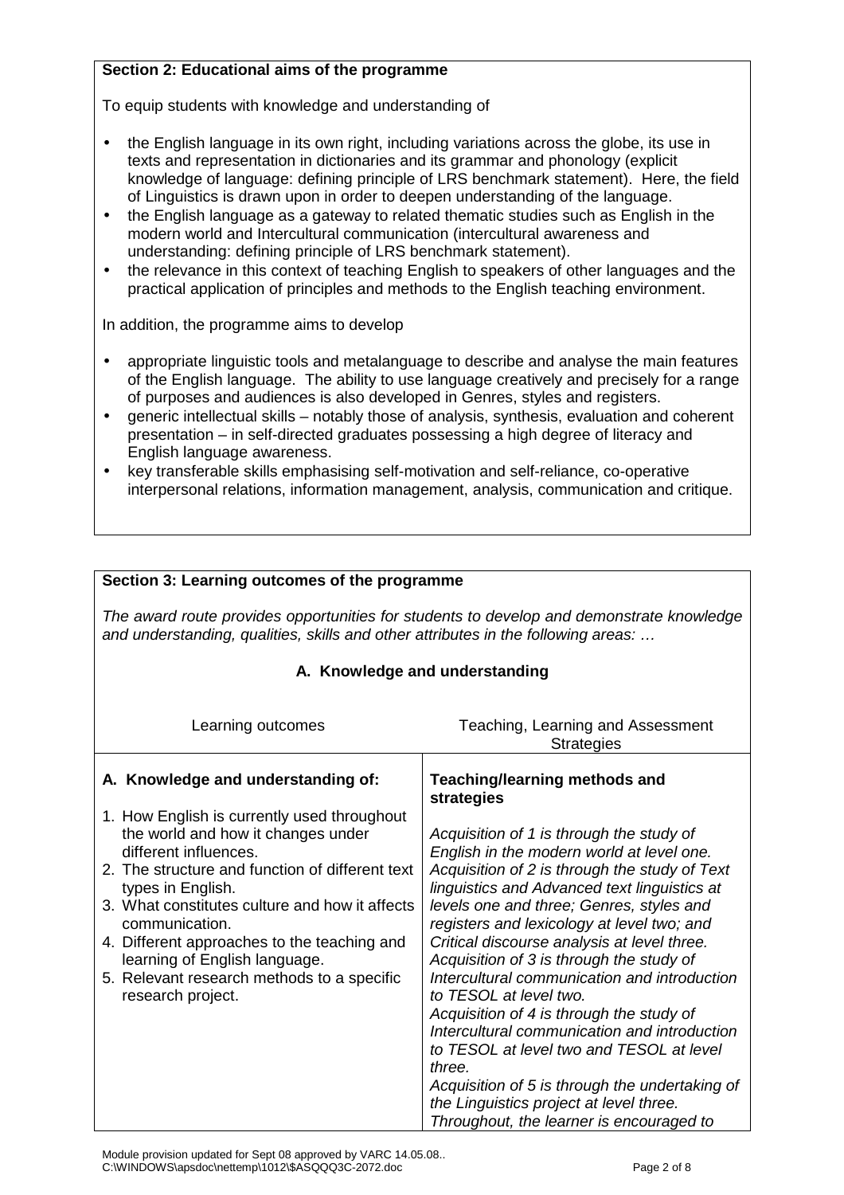**Section 2: Educational aims of the programme**

To equip students with knowledge and understanding of

- the English language in its own right, including variations across the globe, its use in texts and representation in dictionaries and its grammar and phonology (explicit knowledge of language: defining principle of LRS benchmark statement). Here, the field of Linguistics is drawn upon in order to deepen understanding of the language.
- the English language as a gateway to related thematic studies such as English in the modern world and Intercultural communication (intercultural awareness and understanding: defining principle of LRS benchmark statement).
- the relevance in this context of teaching English to speakers of other languages and the practical application of principles and methods to the English teaching environment.

In addition, the programme aims to develop

- appropriate linguistic tools and metalanguage to describe and analyse the main features of the English language. The ability to use language creatively and precisely for a range of purposes and audiences is also developed in Genres, styles and registers.
- generic intellectual skills – notably those of analysis, synthesis, evaluation and coherent presentation – in self-directed graduates possessing a high degree of literacy and English language awareness.
- key transferable skills emphasising self-motivation and self-reliance, co-operative interpersonal relations, information management, analysis, communication and critique.

**Section 3: Learning outcomes of the programme**

*The award route provides opportunities for students to develop and demonstrate knowledge and understanding, qualities, skills and other attributes in the following areas: …*

**A. Knowledge and understanding**

| Learning outcomes | Teaching, Learning and Assessment Strategies |
|---|---|
| **A. Knowledge and understanding of:**<br><br>1. How English is currently used throughout the world and how it changes under different influences.<br>2. The structure and function of different text types in English.<br>3. What constitutes culture and how it affects communication.<br>4. Different approaches to the teaching and learning of English language.<br>5. Relevant research methods to a specific research project. | **Teaching/learning methods and strategies**<br><br>*Acquisition of 1 is through the study of English in the modern world at level one.*<br>*Acquisition of 2 is through the study of Text linguistics and Advanced text linguistics at levels one and three; Genres, styles and registers and lexicology at level two; and Critical discourse analysis at level three.*<br>*Acquisition of 3 is through the study of Intercultural communication and introduction to TESOL at level two.*<br>*Acquisition of 4 is through the study of Intercultural communication and introduction to TESOL at level two and TESOL at level three.*<br>*Acquisition of 5 is through the undertaking of the Linguistics project at level three.*<br>*Throughout, the learner is encouraged to* |

Module provision updated for Sept 08 approved by VARC 14.05.08..
C:\WINDOWS\apsdoc\nettemp\1012\$ASQQQ3C-2072.doc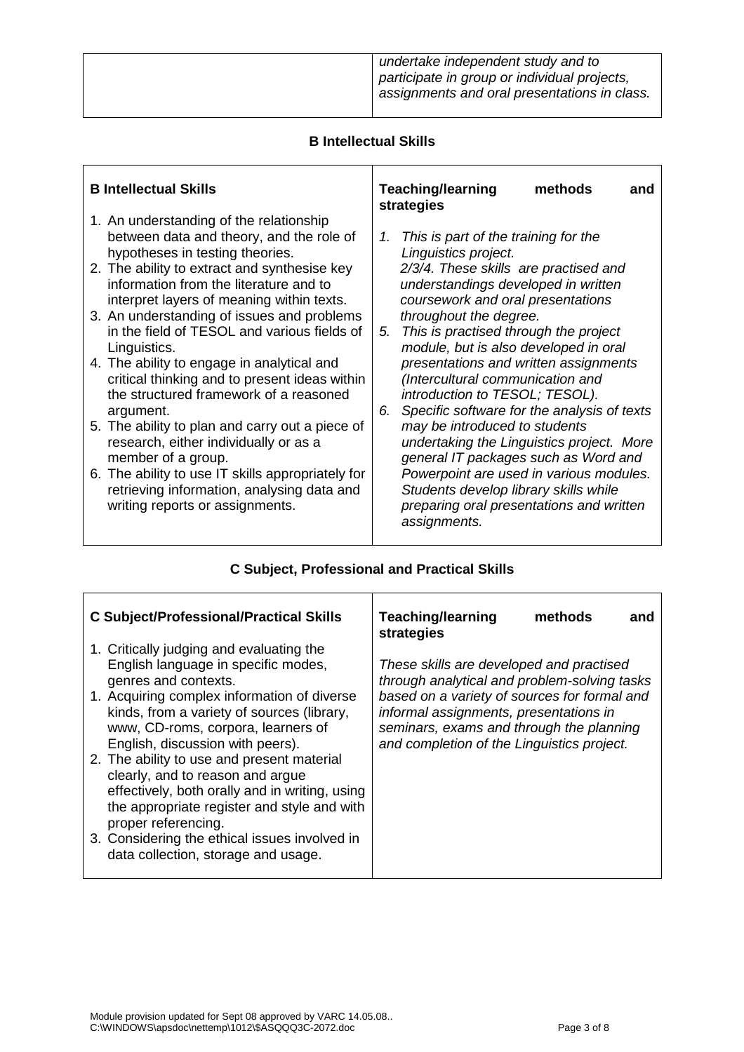| | |
|---|---|
| | *undertake independent study and to participate in group or individual projects, assignments and oral presentations in class.* |

## B Intellectual Skills

| **B Intellectual Skills** | **Teaching/learning methods and strategies** |
|---|---|
| 1. An understanding of the relationship between data and theory, and the role of hypotheses in testing theories.<br>2. The ability to extract and synthesise key information from the literature and to interpret layers of meaning within texts.<br>3. An understanding of issues and problems in the field of TESOL and various fields of Linguistics.<br>4. The ability to engage in analytical and critical thinking and to present ideas within the structured framework of a reasoned argument.<br>5. The ability to plan and carry out a piece of research, either individually or as a member of a group.<br>6. The ability to use IT skills appropriately for retrieving information, analysing data and writing reports or assignments. | *1. This is part of the training for the Linguistics project.*<br>*2/3/4. These skills are practised and understandings developed in written coursework and oral presentations throughout the degree.*<br>*5. This is practised through the project module, but is also developed in oral presentations and written assignments (Intercultural communication and introduction to TESOL; TESOL).*<br>*6. Specific software for the analysis of texts may be introduced to students undertaking the Linguistics project. More general IT packages such as Word and Powerpoint are used in various modules. Students develop library skills while preparing oral presentations and written assignments.* |

## C Subject, Professional and Practical Skills

| **C Subject/Professional/Practical Skills** | **Teaching/learning methods and strategies** |
|---|---|
| 1. Critically judging and evaluating the English language in specific modes, genres and contexts.<br>1. Acquiring complex information of diverse kinds, from a variety of sources (library, www, CD-roms, corpora, learners of English, discussion with peers).<br>2. The ability to use and present material clearly, and to reason and argue effectively, both orally and in writing, using the appropriate register and style and with proper referencing.<br>3. Considering the ethical issues involved in data collection, storage and usage. | *These skills are developed and practised through analytical and problem-solving tasks based on a variety of sources for formal and informal assignments, presentations in seminars, exams and through the planning and completion of the Linguistics project.* |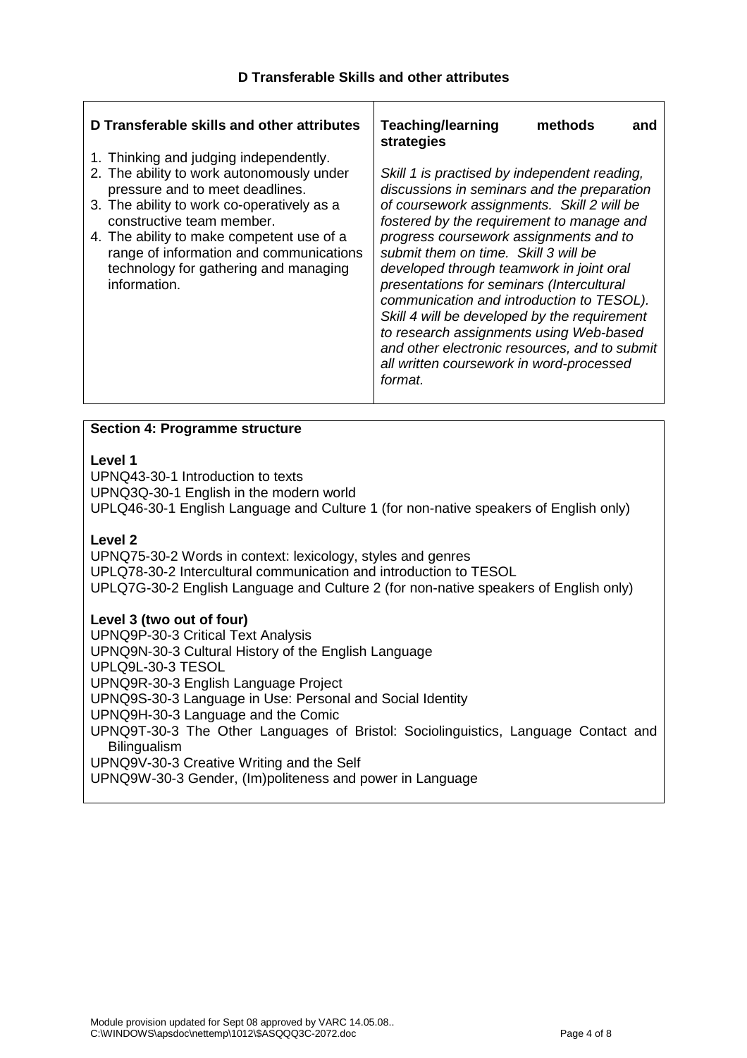### D Transferable Skills and other attributes

| D Transferable skills and other attributes | Teaching/learning methods and strategies |
|---|---|
| 1. Thinking and judging independently.<br>2. The ability to work autonomously under pressure and to meet deadlines.<br>3. The ability to work co-operatively as a constructive team member.<br>4. The ability to make competent use of a range of information and communications technology for gathering and managing information. | *Skill 1 is practised by independent reading, discussions in seminars and the preparation of coursework assignments. Skill 2 will be fostered by the requirement to manage and progress coursework assignments and to submit them on time. Skill 3 will be developed through teamwork in joint oral presentations for seminars (Intercultural communication and introduction to TESOL). Skill 4 will be developed by the requirement to research assignments using Web-based and other electronic resources, and to submit all written coursework in word-processed format.* |

**Section 4: Programme structure**

**Level 1**

UPNQ43-30-1 Introduction to texts
UPNQ3Q-30-1 English in the modern world
UPLQ46-30-1 English Language and Culture 1 (for non-native speakers of English only)

**Level 2**

UPNQ75-30-2 Words in context: lexicology, styles and genres
UPLQ78-30-2 Intercultural communication and introduction to TESOL
UPLQ7G-30-2 English Language and Culture 2 (for non-native speakers of English only)

**Level 3 (two out of four)**

UPNQ9P-30-3 Critical Text Analysis
UPNQ9N-30-3 Cultural History of the English Language
UPLQ9L-30-3 TESOL
UPNQ9R-30-3 English Language Project
UPNQ9S-30-3 Language in Use: Personal and Social Identity
UPNQ9H-30-3 Language and the Comic
UPNQ9T-30-3 The Other Languages of Bristol: Sociolinguistics, Language Contact and Bilingualism
UPNQ9V-30-3 Creative Writing and the Self
UPNQ9W-30-3 Gender, (Im)politeness and power in Language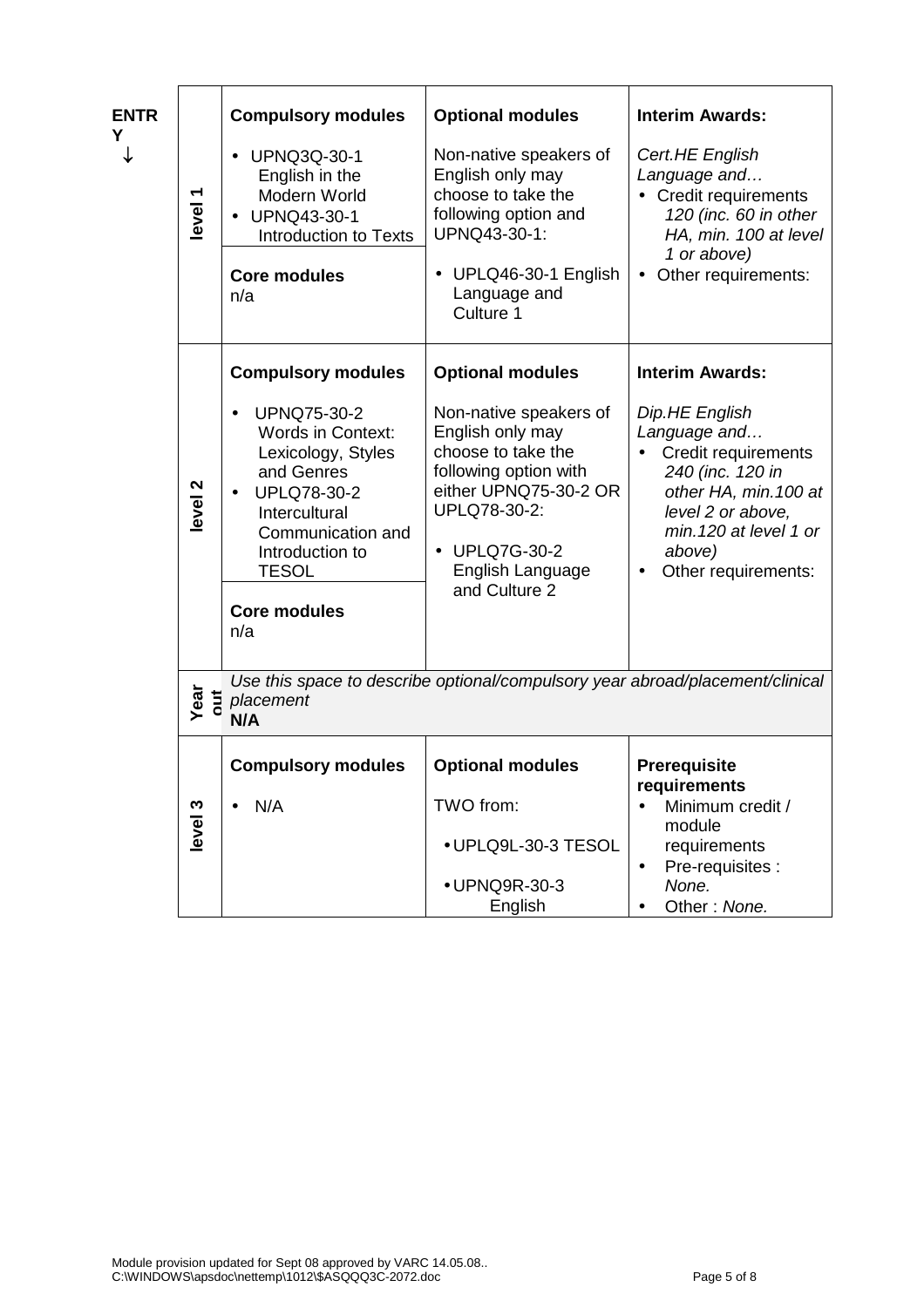**ENTRY ↓**

| | Compulsory modules | Optional modules | Interim Awards: |
|---|---|---|---|
| **level 1** | **Compulsory modules**<br>• UPNQ3Q-30-1 English in the Modern World<br>• UPNQ43-30-1 Introduction to Texts<br><br>**Core modules**<br>n/a | **Optional modules**<br>Non-native speakers of English only may choose to take the following option and UPNQ43-30-1:<br><br>• UPLQ46-30-1 English Language and Culture 1 | **Interim Awards:**<br>*Cert.HE English Language and…*<br>• Credit requirements *120 (inc. 60 in other HA, min. 100 at level 1 or above)*<br>• Other requirements: |
| **level 2** | **Compulsory modules**<br>• UPNQ75-30-2 Words in Context: Lexicology, Styles and Genres<br>• UPLQ78-30-2 Intercultural Communication and Introduction to TESOL<br><br>**Core modules**<br>n/a | **Optional modules**<br>Non-native speakers of English only may choose to take the following option with either UPNQ75-30-2 OR UPLQ78-30-2:<br><br>• UPLQ7G-30-2 English Language and Culture 2 | **Interim Awards:**<br>*Dip.HE English Language and…*<br>• Credit requirements *240 (inc. 120 in other HA, min.100 at level 2 or above, min.120 at level 1 or above)*<br>• Other requirements: |
| **Year out** | *Use this space to describe optional/compulsory year abroad/placement/clinical placement*<br>**N/A** | | |
| **level 3** | **Compulsory modules**<br>• N/A | **Optional modules**<br>TWO from:<br><br>• UPLQ9L-30-3 TESOL<br><br>• UPNQ9R-30-3 English | **Prerequisite requirements**<br>• Minimum credit / module requirements<br>• Pre-requisites : *None.*<br>• Other : *None.* |

Module provision updated for Sept 08 approved by VARC 14.05.08..
C:\WINDOWS\apsdoc\nettemp\1012\$ASQQQ3C-2072.doc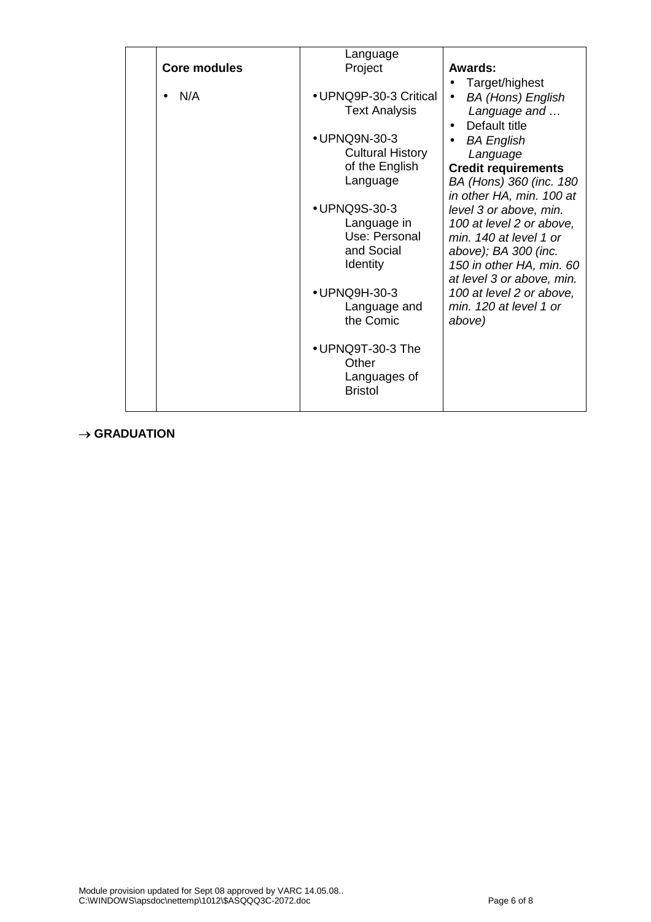|  | **Core modules**<br><br>• N/A | Language Project<br><br>• UPNQ9P-30-3 Critical Text Analysis<br><br>• UPNQ9N-30-3 Cultural History of the English Language<br><br>• UPNQ9S-30-3 Language in Use: Personal and Social Identity<br><br>• UPNQ9H-30-3 Language and the Comic<br><br>• UPNQ9T-30-3 The Other Languages of Bristol | **Awards:**<br>• Target/highest<br>• *BA (Hons) English Language and …*<br>• Default title<br>• *BA English Language*<br>**Credit requirements**<br>*BA (Hons) 360 (inc. 180 in other HA, min. 100 at level 3 or above, min. 100 at level 2 or above, min. 140 at level 1 or above); BA 300 (inc. 150 in other HA, min. 60 at level 3 or above, min. 100 at level 2 or above, min. 120 at level 1 or above)* |
|---|---|---|---|

→ **GRADUATION**

Module provision updated for Sept 08 approved by VARC 14.05.08..
C:\WINDOWS\apsdoc\nettemp\1012\$ASQQQ3C-2072.doc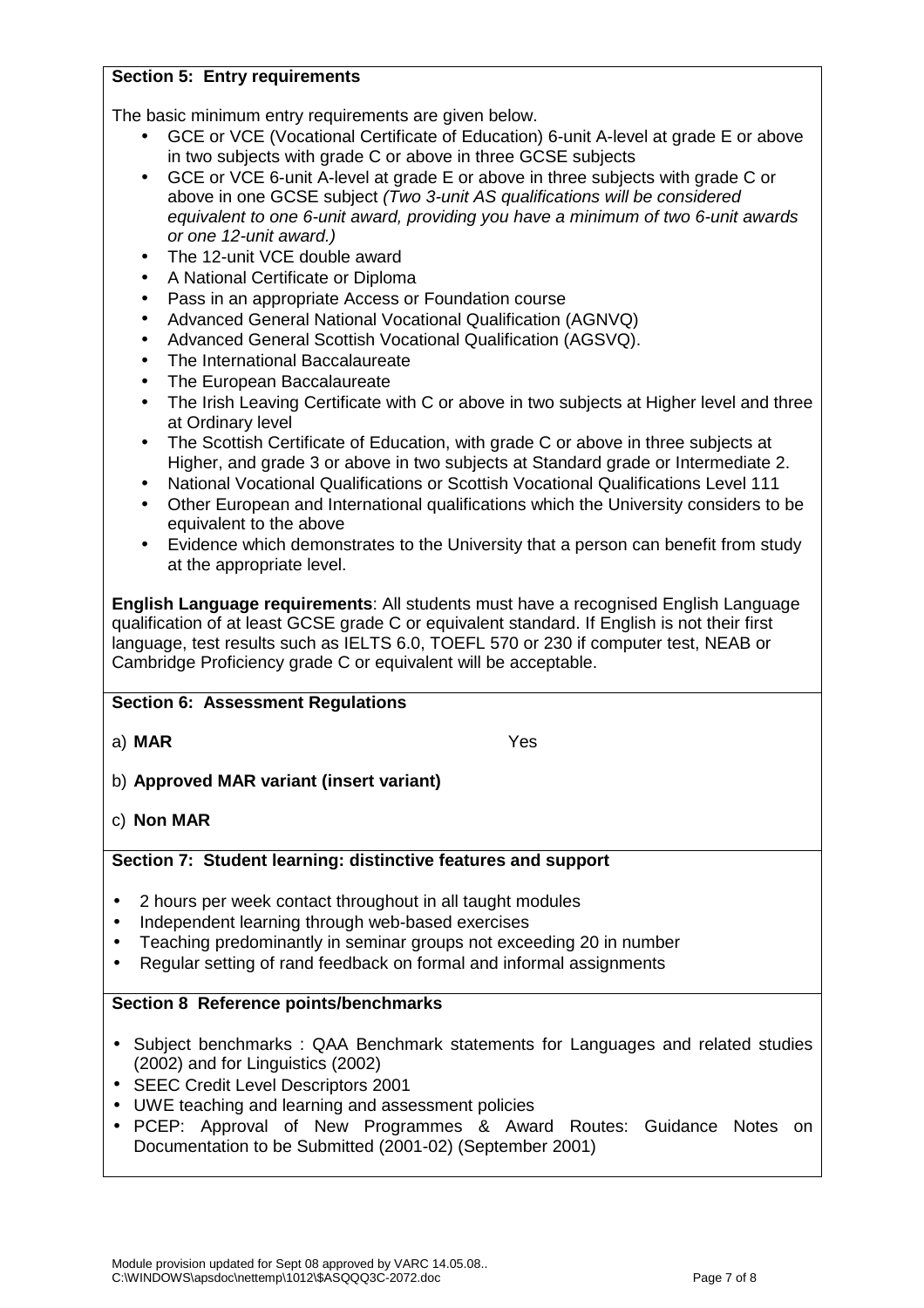**Section 5: Entry requirements**

The basic minimum entry requirements are given below.

- GCE or VCE (Vocational Certificate of Education) 6-unit A-level at grade E or above in two subjects with grade C or above in three GCSE subjects
- GCE or VCE 6-unit A-level at grade E or above in three subjects with grade C or above in one GCSE subject *(Two 3-unit AS qualifications will be considered equivalent to one 6-unit award, providing you have a minimum of two 6-unit awards or one 12-unit award.)*
- The 12-unit VCE double award
- A National Certificate or Diploma
- Pass in an appropriate Access or Foundation course
- Advanced General National Vocational Qualification (AGNVQ)
- Advanced General Scottish Vocational Qualification (AGSVQ).
- The International Baccalaureate
- The European Baccalaureate
- The Irish Leaving Certificate with C or above in two subjects at Higher level and three at Ordinary level
- The Scottish Certificate of Education, with grade C or above in three subjects at Higher, and grade 3 or above in two subjects at Standard grade or Intermediate 2.
- National Vocational Qualifications or Scottish Vocational Qualifications Level 111
- Other European and International qualifications which the University considers to be equivalent to the above
- Evidence which demonstrates to the University that a person can benefit from study at the appropriate level.

**English Language requirements**: All students must have a recognised English Language qualification of at least GCSE grade C or equivalent standard. If English is not their first language, test results such as IELTS 6.0, TOEFL 570 or 230 if computer test, NEAB or Cambridge Proficiency grade C or equivalent will be acceptable.

**Section 6: Assessment Regulations**

a) **MAR** Yes

b) **Approved MAR variant (insert variant)**

c) **Non MAR**

**Section 7: Student learning: distinctive features and support**

- 2 hours per week contact throughout in all taught modules
- Independent learning through web-based exercises
- Teaching predominantly in seminar groups not exceeding 20 in number
- Regular setting of rand feedback on formal and informal assignments

**Section 8 Reference points/benchmarks**

- Subject benchmarks : QAA Benchmark statements for Languages and related studies (2002) and for Linguistics (2002)
- SEEC Credit Level Descriptors 2001
- UWE teaching and learning and assessment policies
- PCEP: Approval of New Programmes & Award Routes: Guidance Notes on Documentation to be Submitted (2001-02) (September 2001)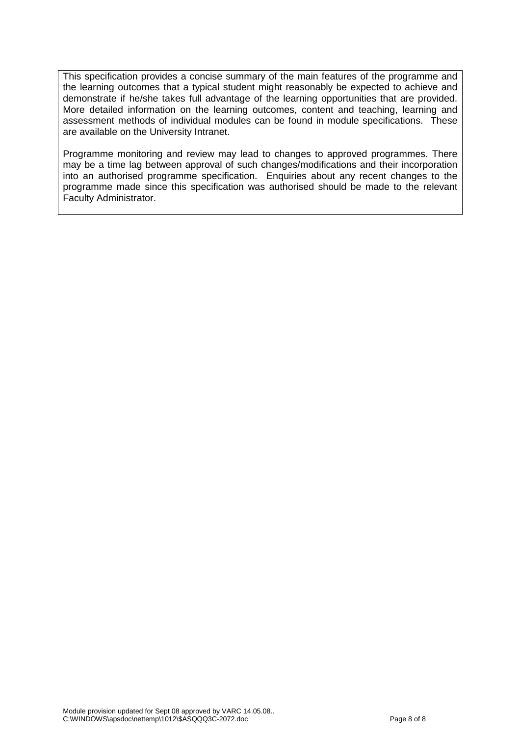This specification provides a concise summary of the main features of the programme and the learning outcomes that a typical student might reasonably be expected to achieve and demonstrate if he/she takes full advantage of the learning opportunities that are provided. More detailed information on the learning outcomes, content and teaching, learning and assessment methods of individual modules can be found in module specifications. These are available on the University Intranet.

Programme monitoring and review may lead to changes to approved programmes. There may be a time lag between approval of such changes/modifications and their incorporation into an authorised programme specification. Enquiries about any recent changes to the programme made since this specification was authorised should be made to the relevant Faculty Administrator.